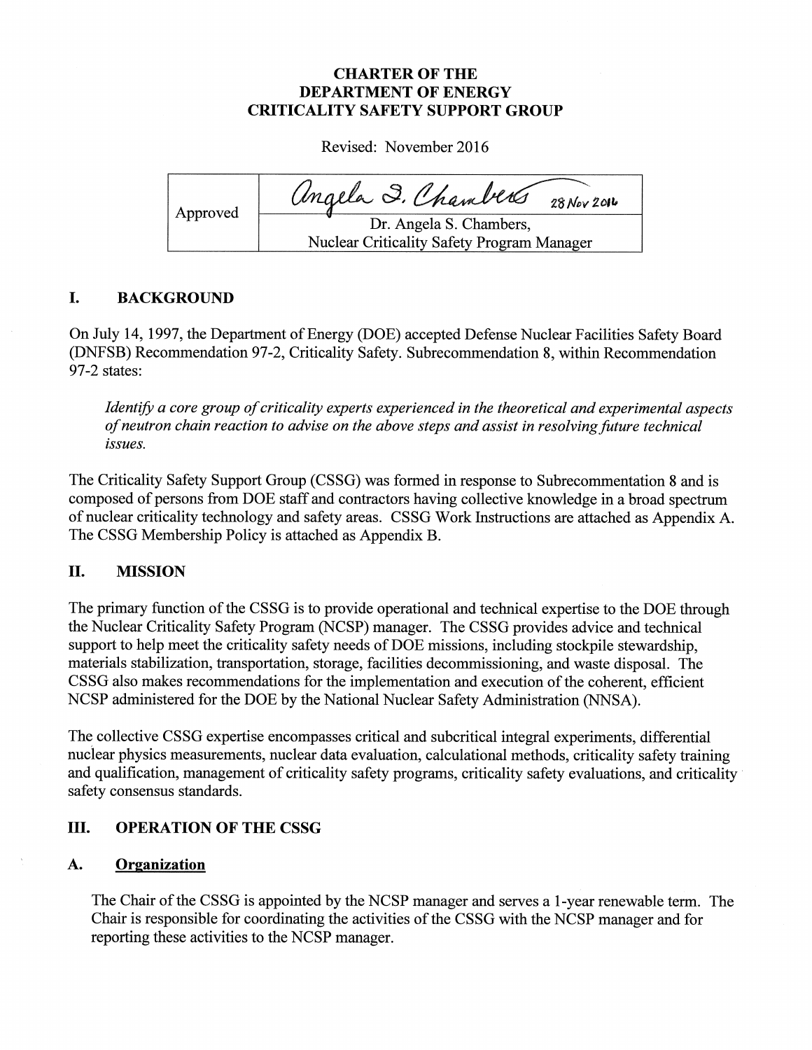# CHARTER OF THE DEPARTMENT OF ENERGY CRITICALITY SAFETY SUPPORT GROUP

Revised: November 2016

| Approved | Angela S. Chambers 28 Nov 2016 |
| --- | --- |
| | Dr. Angela S. Chambers, Nuclear Criticality Safety Program Manager |

## I. BACKGROUND

On July 14, 1997, the Department of Energy (DOE) accepted Defense Nuclear Facilities Safety Board (DNFSB) Recommendation 97-2, Criticality Safety. Subrecommendation 8, within Recommendation 97-2 states:

*Identify a core group of criticality experts experienced in the theoretical and experimental aspects of neutron chain reaction to advise on the above steps and assist in resolving future technical issues.*

The Criticality Safety Support Group (CSSG) was formed in response to Subrecommentation 8 and is composed of persons from DOE staff and contractors having collective knowledge in a broad spectrum of nuclear criticality technology and safety areas. CSSG Work Instructions are attached as Appendix A. The CSSG Membership Policy is attached as Appendix B.

## II. MISSION

The primary function of the CSSG is to provide operational and technical expertise to the DOE through the Nuclear Criticality Safety Program (NCSP) manager. The CSSG provides advice and technical support to help meet the criticality safety needs of DOE missions, including stockpile stewardship, materials stabilization, transportation, storage, facilities decommissioning, and waste disposal. The CSSG also makes recommendations for the implementation and execution of the coherent, efficient NCSP administered for the DOE by the National Nuclear Safety Administration (NNSA).

The collective CSSG expertise encompasses critical and subcritical integral experiments, differential nuclear physics measurements, nuclear data evaluation, calculational methods, criticality safety training and qualification, management of criticality safety programs, criticality safety evaluations, and criticality safety consensus standards.

## III. OPERATION OF THE CSSG

### A. Organization

The Chair of the CSSG is appointed by the NCSP manager and serves a 1-year renewable term. The Chair is responsible for coordinating the activities of the CSSG with the NCSP manager and for reporting these activities to the NCSP manager.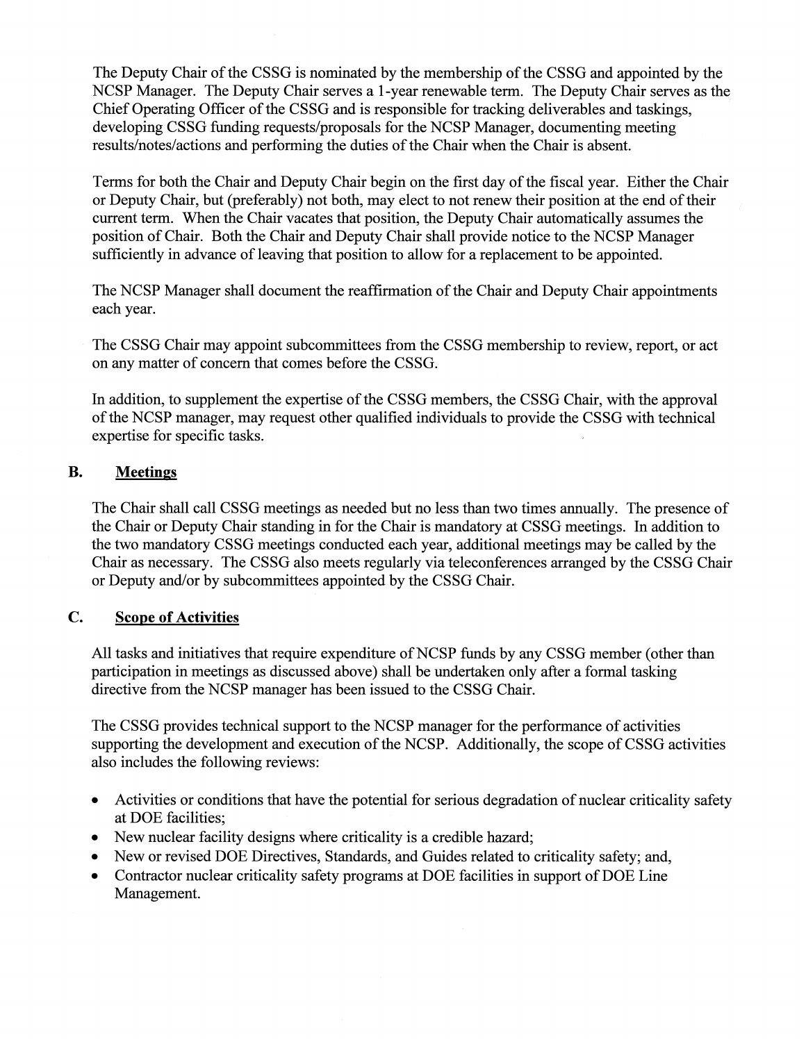The Deputy Chair of the CSSG is nominated by the membership of the CSSG and appointed by the NCSP Manager. The Deputy Chair serves a 1-year renewable term. The Deputy Chair serves as the Chief Operating Officer of the CSSG and is responsible for tracking deliverables and taskings, developing CSSG funding requests/proposals for the NCSP Manager, documenting meeting results/notes/actions and performing the duties of the Chair when the Chair is absent.

Terms for both the Chair and Deputy Chair begin on the first day of the fiscal year. Either the Chair or Deputy Chair, but (preferably) not both, may elect to not renew their position at the end of their current term. When the Chair vacates that position, the Deputy Chair automatically assumes the position of Chair. Both the Chair and Deputy Chair shall provide notice to the NCSP Manager sufficiently in advance of leaving that position to allow for a replacement to be appointed.

The NCSP Manager shall document the reaffirmation of the Chair and Deputy Chair appointments each year.

The CSSG Chair may appoint subcommittees from the CSSG membership to review, report, or act on any matter of concern that comes before the CSSG.

In addition, to supplement the expertise of the CSSG members, the CSSG Chair, with the approval of the NCSP manager, may request other qualified individuals to provide the CSSG with technical expertise for specific tasks.

## B. Meetings

The Chair shall call CSSG meetings as needed but no less than two times annually. The presence of the Chair or Deputy Chair standing in for the Chair is mandatory at CSSG meetings. In addition to the two mandatory CSSG meetings conducted each year, additional meetings may be called by the Chair as necessary. The CSSG also meets regularly via teleconferences arranged by the CSSG Chair or Deputy and/or by subcommittees appointed by the CSSG Chair.

## C. Scope of Activities

All tasks and initiatives that require expenditure of NCSP funds by any CSSG member (other than participation in meetings as discussed above) shall be undertaken only after a formal tasking directive from the NCSP manager has been issued to the CSSG Chair.

The CSSG provides technical support to the NCSP manager for the performance of activities supporting the development and execution of the NCSP. Additionally, the scope of CSSG activities also includes the following reviews:

- Activities or conditions that have the potential for serious degradation of nuclear criticality safety at DOE facilities;
- New nuclear facility designs where criticality is a credible hazard;
- New or revised DOE Directives, Standards, and Guides related to criticality safety; and,
- Contractor nuclear criticality safety programs at DOE facilities in support of DOE Line Management.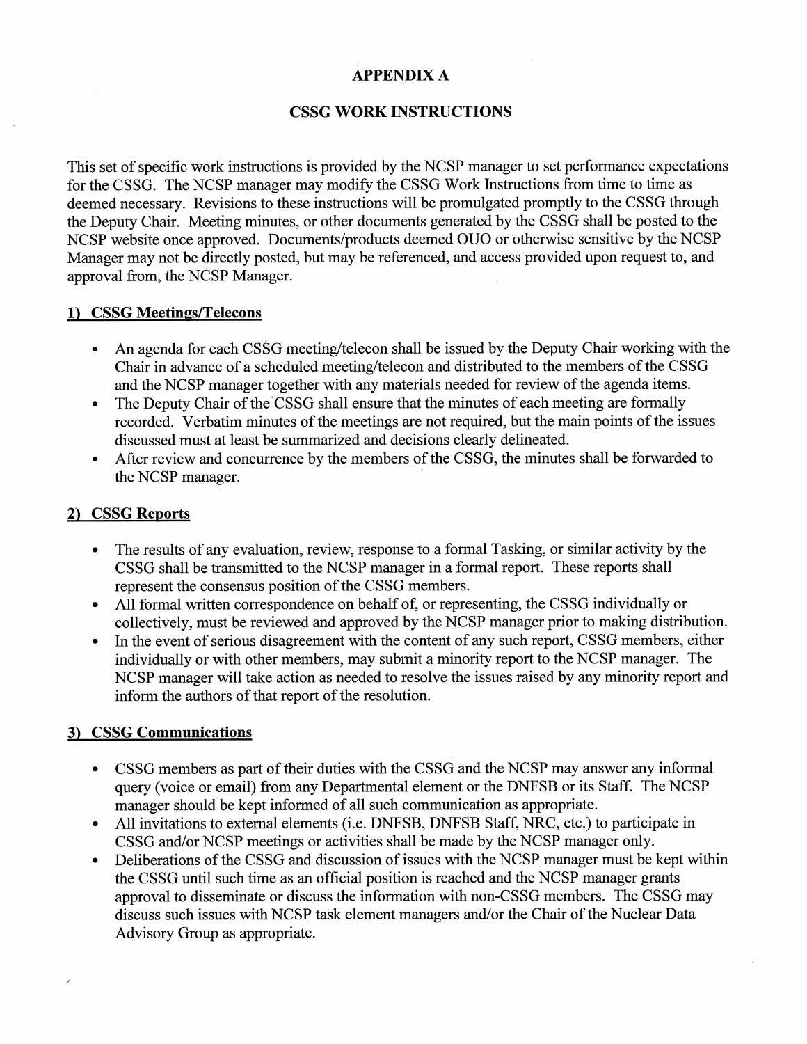# APPENDIX A

## CSSG WORK INSTRUCTIONS

This set of specific work instructions is provided by the NCSP manager to set performance expectations for the CSSG. The NCSP manager may modify the CSSG Work Instructions from time to time as deemed necessary. Revisions to these instructions will be promulgated promptly to the CSSG through the Deputy Chair. Meeting minutes, or other documents generated by the CSSG shall be posted to the NCSP website once approved. Documents/products deemed OUO or otherwise sensitive by the NCSP Manager may not be directly posted, but may be referenced, and access provided upon request to, and approval from, the NCSP Manager.

### 1) CSSG Meetings/Telecons

- An agenda for each CSSG meeting/telecon shall be issued by the Deputy Chair working with the Chair in advance of a scheduled meeting/telecon and distributed to the members of the CSSG and the NCSP manager together with any materials needed for review of the agenda items.
- The Deputy Chair of the CSSG shall ensure that the minutes of each meeting are formally recorded. Verbatim minutes of the meetings are not required, but the main points of the issues discussed must at least be summarized and decisions clearly delineated.
- After review and concurrence by the members of the CSSG, the minutes shall be forwarded to the NCSP manager.

### 2) CSSG Reports

- The results of any evaluation, review, response to a formal Tasking, or similar activity by the CSSG shall be transmitted to the NCSP manager in a formal report. These reports shall represent the consensus position of the CSSG members.
- All formal written correspondence on behalf of, or representing, the CSSG individually or collectively, must be reviewed and approved by the NCSP manager prior to making distribution.
- In the event of serious disagreement with the content of any such report, CSSG members, either individually or with other members, may submit a minority report to the NCSP manager. The NCSP manager will take action as needed to resolve the issues raised by any minority report and inform the authors of that report of the resolution.

### 3) CSSG Communications

- CSSG members as part of their duties with the CSSG and the NCSP may answer any informal query (voice or email) from any Departmental element or the DNFSB or its Staff. The NCSP manager should be kept informed of all such communication as appropriate.
- All invitations to external elements (i.e. DNFSB, DNFSB Staff, NRC, etc.) to participate in CSSG and/or NCSP meetings or activities shall be made by the NCSP manager only.
- Deliberations of the CSSG and discussion of issues with the NCSP manager must be kept within the CSSG until such time as an official position is reached and the NCSP manager grants approval to disseminate or discuss the information with non-CSSG members. The CSSG may discuss such issues with NCSP task element managers and/or the Chair of the Nuclear Data Advisory Group as appropriate.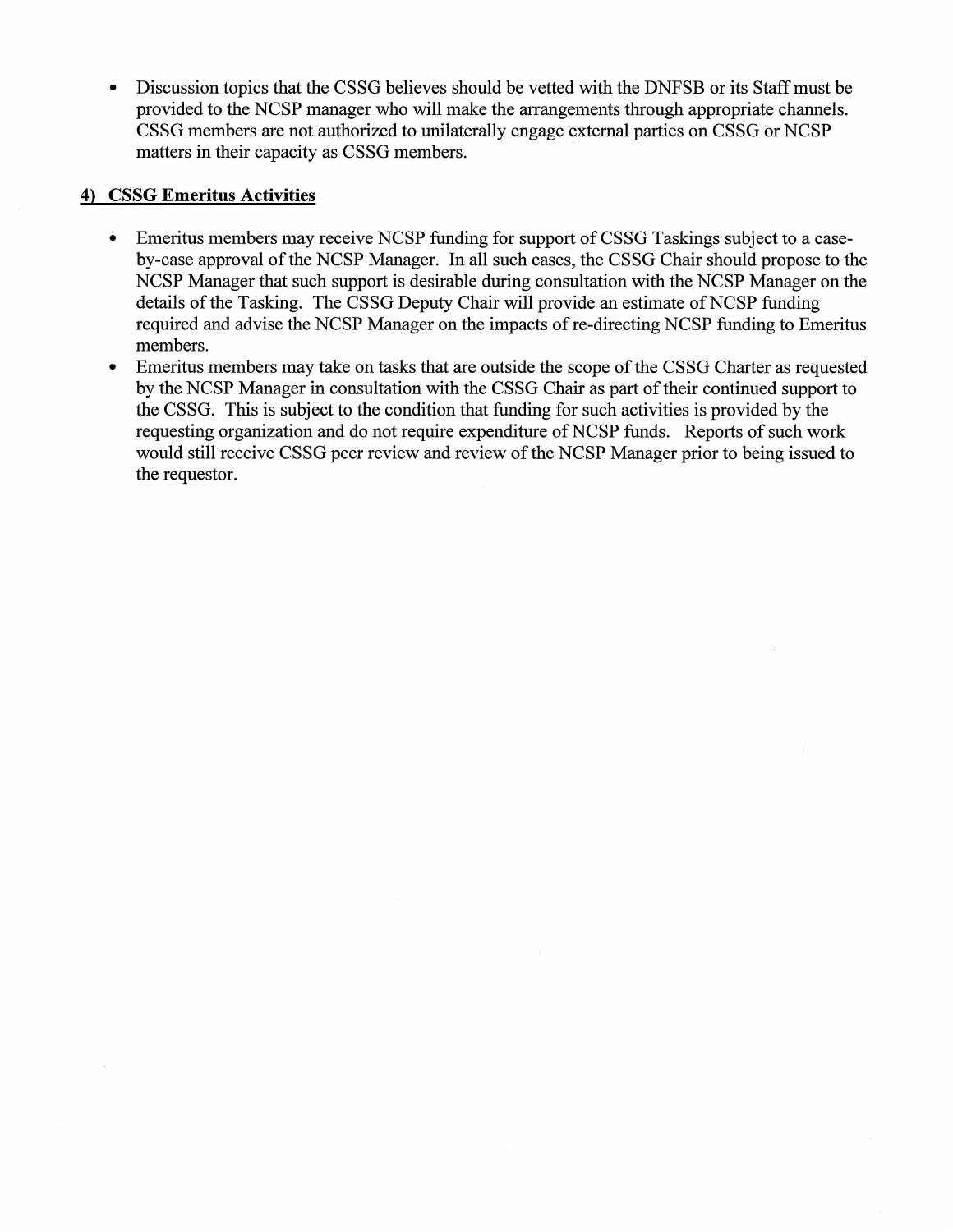- Discussion topics that the CSSG believes should be vetted with the DNFSB or its Staff must be provided to the NCSP manager who will make the arrangements through appropriate channels. CSSG members are not authorized to unilaterally engage external parties on CSSG or NCSP matters in their capacity as CSSG members.

## 4) CSSG Emeritus Activities

- Emeritus members may receive NCSP funding for support of CSSG Taskings subject to a case-by-case approval of the NCSP Manager. In all such cases, the CSSG Chair should propose to the NCSP Manager that such support is desirable during consultation with the NCSP Manager on the details of the Tasking. The CSSG Deputy Chair will provide an estimate of NCSP funding required and advise the NCSP Manager on the impacts of re-directing NCSP funding to Emeritus members.
- Emeritus members may take on tasks that are outside the scope of the CSSG Charter as requested by the NCSP Manager in consultation with the CSSG Chair as part of their continued support to the CSSG. This is subject to the condition that funding for such activities is provided by the requesting organization and do not require expenditure of NCSP funds. Reports of such work would still receive CSSG peer review and review of the NCSP Manager prior to being issued to the requestor.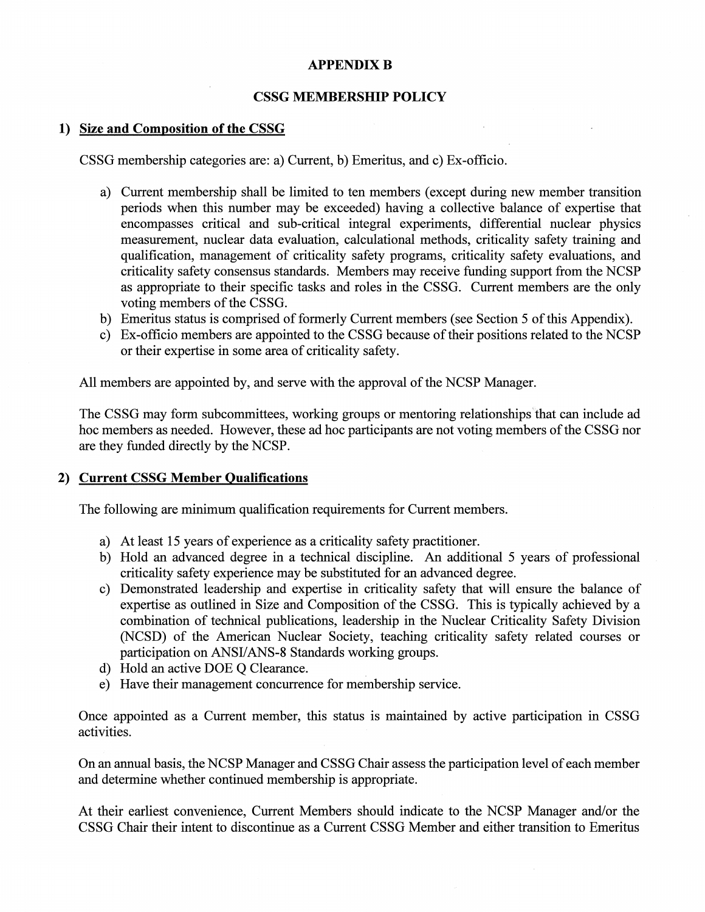## APPENDIX B

## CSSG MEMBERSHIP POLICY

### 1) Size and Composition of the CSSG

CSSG membership categories are: a) Current, b) Emeritus, and c) Ex-officio.

a) Current membership shall be limited to ten members (except during new member transition periods when this number may be exceeded) having a collective balance of expertise that encompasses critical and sub-critical integral experiments, differential nuclear physics measurement, nuclear data evaluation, calculational methods, criticality safety training and qualification, management of criticality safety programs, criticality safety evaluations, and criticality safety consensus standards. Members may receive funding support from the NCSP as appropriate to their specific tasks and roles in the CSSG. Current members are the only voting members of the CSSG.
b) Emeritus status is comprised of formerly Current members (see Section 5 of this Appendix).
c) Ex-officio members are appointed to the CSSG because of their positions related to the NCSP or their expertise in some area of criticality safety.

All members are appointed by, and serve with the approval of the NCSP Manager.

The CSSG may form subcommittees, working groups or mentoring relationships that can include ad hoc members as needed. However, these ad hoc participants are not voting members of the CSSG nor are they funded directly by the NCSP.

### 2) Current CSSG Member Qualifications

The following are minimum qualification requirements for Current members.

a) At least 15 years of experience as a criticality safety practitioner.
b) Hold an advanced degree in a technical discipline. An additional 5 years of professional criticality safety experience may be substituted for an advanced degree.
c) Demonstrated leadership and expertise in criticality safety that will ensure the balance of expertise as outlined in Size and Composition of the CSSG. This is typically achieved by a combination of technical publications, leadership in the Nuclear Criticality Safety Division (NCSD) of the American Nuclear Society, teaching criticality safety related courses or participation on ANSI/ANS-8 Standards working groups.
d) Hold an active DOE Q Clearance.
e) Have their management concurrence for membership service.

Once appointed as a Current member, this status is maintained by active participation in CSSG activities.

On an annual basis, the NCSP Manager and CSSG Chair assess the participation level of each member and determine whether continued membership is appropriate.

At their earliest convenience, Current Members should indicate to the NCSP Manager and/or the CSSG Chair their intent to discontinue as a Current CSSG Member and either transition to Emeritus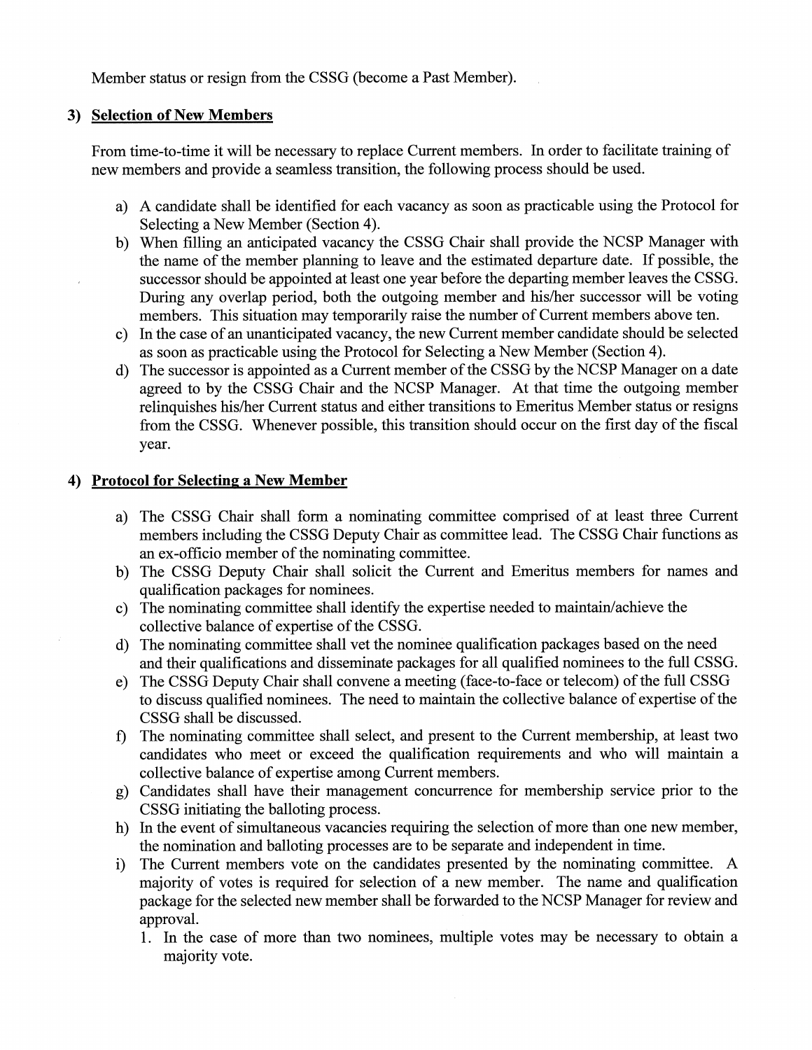Member status or resign from the CSSG (become a Past Member).

### 3) Selection of New Members

From time-to-time it will be necessary to replace Current members. In order to facilitate training of new members and provide a seamless transition, the following process should be used.

a) A candidate shall be identified for each vacancy as soon as practicable using the Protocol for Selecting a New Member (Section 4).
b) When filling an anticipated vacancy the CSSG Chair shall provide the NCSP Manager with the name of the member planning to leave and the estimated departure date. If possible, the successor should be appointed at least one year before the departing member leaves the CSSG. During any overlap period, both the outgoing member and his/her successor will be voting members. This situation may temporarily raise the number of Current members above ten.
c) In the case of an unanticipated vacancy, the new Current member candidate should be selected as soon as practicable using the Protocol for Selecting a New Member (Section 4).
d) The successor is appointed as a Current member of the CSSG by the NCSP Manager on a date agreed to by the CSSG Chair and the NCSP Manager. At that time the outgoing member relinquishes his/her Current status and either transitions to Emeritus Member status or resigns from the CSSG. Whenever possible, this transition should occur on the first day of the fiscal year.

### 4) Protocol for Selecting a New Member

a) The CSSG Chair shall form a nominating committee comprised of at least three Current members including the CSSG Deputy Chair as committee lead. The CSSG Chair functions as an ex-officio member of the nominating committee.
b) The CSSG Deputy Chair shall solicit the Current and Emeritus members for names and qualification packages for nominees.
c) The nominating committee shall identify the expertise needed to maintain/achieve the collective balance of expertise of the CSSG.
d) The nominating committee shall vet the nominee qualification packages based on the need and their qualifications and disseminate packages for all qualified nominees to the full CSSG.
e) The CSSG Deputy Chair shall convene a meeting (face-to-face or telecom) of the full CSSG to discuss qualified nominees. The need to maintain the collective balance of expertise of the CSSG shall be discussed.
f) The nominating committee shall select, and present to the Current membership, at least two candidates who meet or exceed the qualification requirements and who will maintain a collective balance of expertise among Current members.
g) Candidates shall have their management concurrence for membership service prior to the CSSG initiating the balloting process.
h) In the event of simultaneous vacancies requiring the selection of more than one new member, the nomination and balloting processes are to be separate and independent in time.
i) The Current members vote on the candidates presented by the nominating committee. A majority of votes is required for selection of a new member. The name and qualification package for the selected new member shall be forwarded to the NCSP Manager for review and approval.
   1. In the case of more than two nominees, multiple votes may be necessary to obtain a majority vote.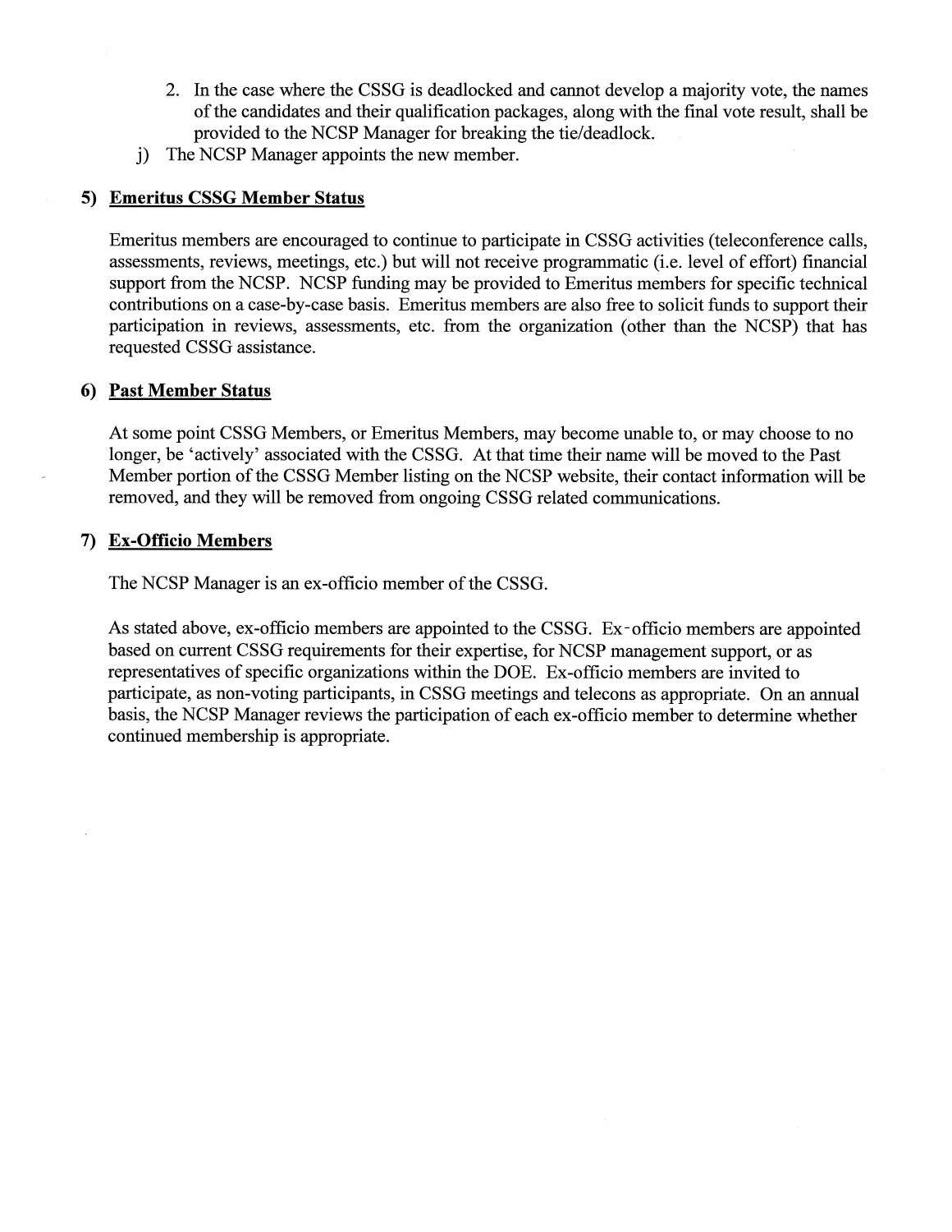2. In the case where the CSSG is deadlocked and cannot develop a majority vote, the names of the candidates and their qualification packages, along with the final vote result, shall be provided to the NCSP Manager for breaking the tie/deadlock.

j) The NCSP Manager appoints the new member.

### 5) Emeritus CSSG Member Status

Emeritus members are encouraged to continue to participate in CSSG activities (teleconference calls, assessments, reviews, meetings, etc.) but will not receive programmatic (i.e. level of effort) financial support from the NCSP. NCSP funding may be provided to Emeritus members for specific technical contributions on a case-by-case basis. Emeritus members are also free to solicit funds to support their participation in reviews, assessments, etc. from the organization (other than the NCSP) that has requested CSSG assistance.

### 6) Past Member Status

At some point CSSG Members, or Emeritus Members, may become unable to, or may choose to no longer, be 'actively' associated with the CSSG. At that time their name will be moved to the Past Member portion of the CSSG Member listing on the NCSP website, their contact information will be removed, and they will be removed from ongoing CSSG related communications.

### 7) Ex-Officio Members

The NCSP Manager is an ex-officio member of the CSSG.

As stated above, ex-officio members are appointed to the CSSG. Ex-officio members are appointed based on current CSSG requirements for their expertise, for NCSP management support, or as representatives of specific organizations within the DOE. Ex-officio members are invited to participate, as non-voting participants, in CSSG meetings and telecons as appropriate. On an annual basis, the NCSP Manager reviews the participation of each ex-officio member to determine whether continued membership is appropriate.